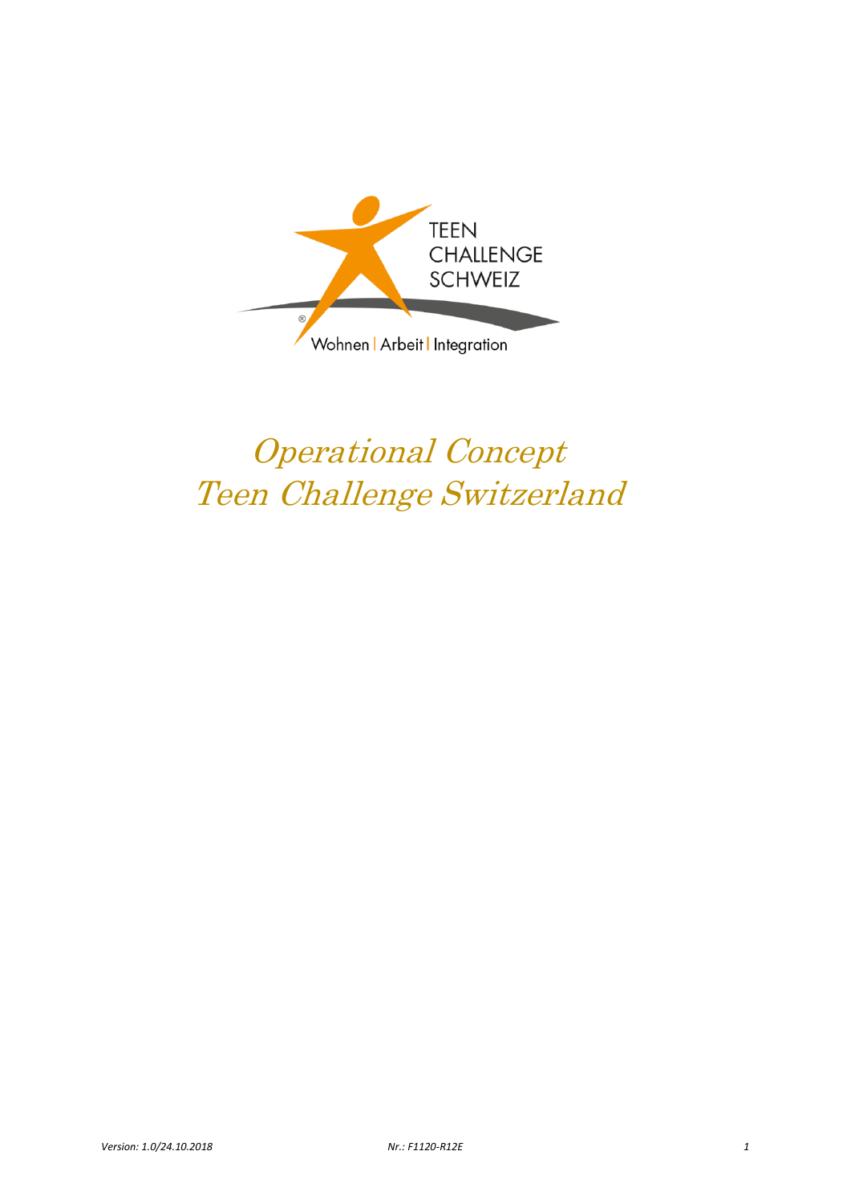TEEN CHALLENGE SCHWEIZ

Wohnen | Arbeit | Integration

# *Operational Concept Teen Challenge Switzerland*

*Version: 1.0/24.10.2018* *Nr.: F1120-R12E*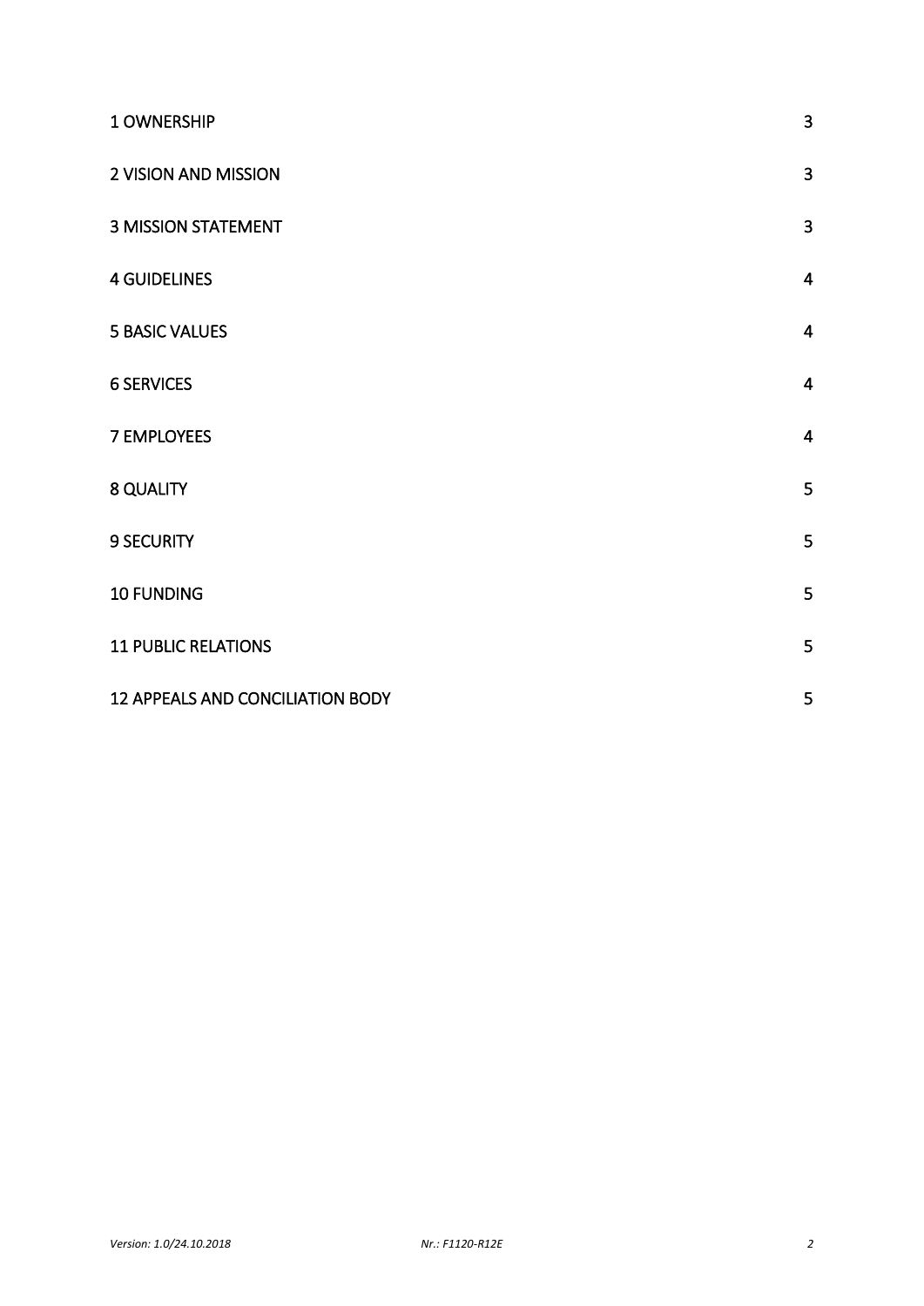| | |
|---|---|
| 1 OWNERSHIP | 3 |
| 2 VISION AND MISSION | 3 |
| 3 MISSION STATEMENT | 3 |
| 4 GUIDELINES | 4 |
| 5 BASIC VALUES | 4 |
| 6 SERVICES | 4 |
| 7 EMPLOYEES | 4 |
| 8 QUALITY | 5 |
| 9 SECURITY | 5 |
| 10 FUNDING | 5 |
| 11 PUBLIC RELATIONS | 5 |
| 12 APPEALS AND CONCILIATION BODY | 5 |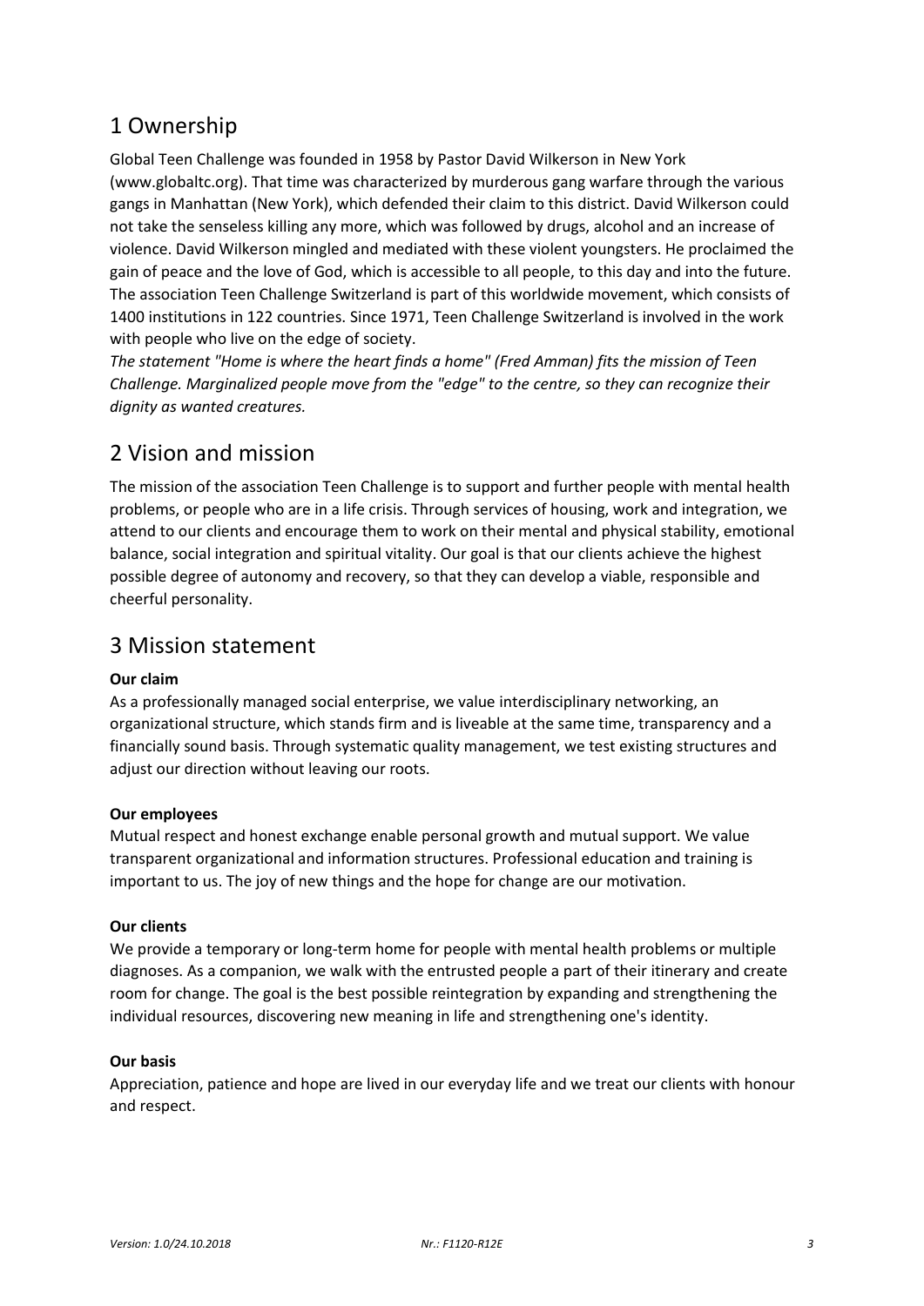# 1 Ownership

Global Teen Challenge was founded in 1958 by Pastor David Wilkerson in New York (www.globaltc.org). That time was characterized by murderous gang warfare through the various gangs in Manhattan (New York), which defended their claim to this district. David Wilkerson could not take the senseless killing any more, which was followed by drugs, alcohol and an increase of violence. David Wilkerson mingled and mediated with these violent youngsters. He proclaimed the gain of peace and the love of God, which is accessible to all people, to this day and into the future. The association Teen Challenge Switzerland is part of this worldwide movement, which consists of 1400 institutions in 122 countries. Since 1971, Teen Challenge Switzerland is involved in the work with people who live on the edge of society.

*The statement "Home is where the heart finds a home" (Fred Amman) fits the mission of Teen Challenge. Marginalized people move from the "edge" to the centre, so they can recognize their dignity as wanted creatures.*

# 2 Vision and mission

The mission of the association Teen Challenge is to support and further people with mental health problems, or people who are in a life crisis. Through services of housing, work and integration, we attend to our clients and encourage them to work on their mental and physical stability, emotional balance, social integration and spiritual vitality. Our goal is that our clients achieve the highest possible degree of autonomy and recovery, so that they can develop a viable, responsible and cheerful personality.

# 3 Mission statement

**Our claim**

As a professionally managed social enterprise, we value interdisciplinary networking, an organizational structure, which stands firm and is liveable at the same time, transparency and a financially sound basis. Through systematic quality management, we test existing structures and adjust our direction without leaving our roots.

**Our employees**

Mutual respect and honest exchange enable personal growth and mutual support. We value transparent organizational and information structures. Professional education and training is important to us. The joy of new things and the hope for change are our motivation.

**Our clients**

We provide a temporary or long-term home for people with mental health problems or multiple diagnoses. As a companion, we walk with the entrusted people a part of their itinerary and create room for change. The goal is the best possible reintegration by expanding and strengthening the individual resources, discovering new meaning in life and strengthening one's identity.

**Our basis**

Appreciation, patience and hope are lived in our everyday life and we treat our clients with honour and respect.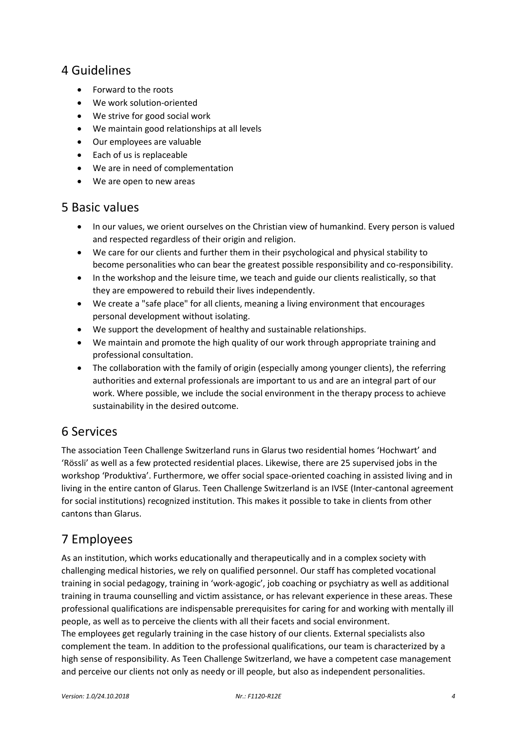## 4 Guidelines

- Forward to the roots
- We work solution-oriented
- We strive for good social work
- We maintain good relationships at all levels
- Our employees are valuable
- Each of us is replaceable
- We are in need of complementation
- We are open to new areas

## 5 Basic values

- In our values, we orient ourselves on the Christian view of humankind. Every person is valued and respected regardless of their origin and religion.
- We care for our clients and further them in their psychological and physical stability to become personalities who can bear the greatest possible responsibility and co-responsibility.
- In the workshop and the leisure time, we teach and guide our clients realistically, so that they are empowered to rebuild their lives independently.
- We create a "safe place" for all clients, meaning a living environment that encourages personal development without isolating.
- We support the development of healthy and sustainable relationships.
- We maintain and promote the high quality of our work through appropriate training and professional consultation.
- The collaboration with the family of origin (especially among younger clients), the referring authorities and external professionals are important to us and are an integral part of our work. Where possible, we include the social environment in the therapy process to achieve sustainability in the desired outcome.

## 6 Services

The association Teen Challenge Switzerland runs in Glarus two residential homes 'Hochwart' and 'Rössli' as well as a few protected residential places. Likewise, there are 25 supervised jobs in the workshop 'Produktiva'. Furthermore, we offer social space-oriented coaching in assisted living and in living in the entire canton of Glarus. Teen Challenge Switzerland is an IVSE (Inter-cantonal agreement for social institutions) recognized institution. This makes it possible to take in clients from other cantons than Glarus.

## 7 Employees

As an institution, which works educationally and therapeutically and in a complex society with challenging medical histories, we rely on qualified personnel. Our staff has completed vocational training in social pedagogy, training in 'work-agogic', job coaching or psychiatry as well as additional training in trauma counselling and victim assistance, or has relevant experience in these areas. These professional qualifications are indispensable prerequisites for caring for and working with mentally ill people, as well as to perceive the clients with all their facets and social environment.
The employees get regularly training in the case history of our clients. External specialists also complement the team. In addition to the professional qualifications, our team is characterized by a high sense of responsibility. As Teen Challenge Switzerland, we have a competent case management and perceive our clients not only as needy or ill people, but also as independent personalities.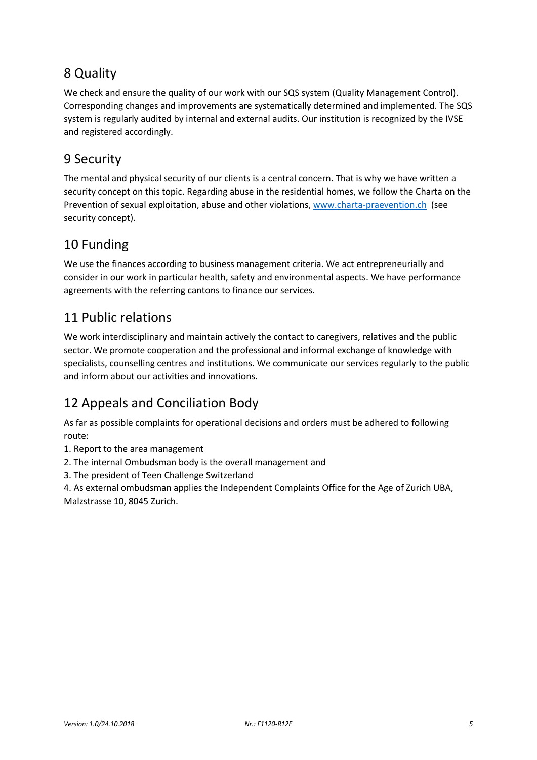## 8 Quality

We check and ensure the quality of our work with our SQS system (Quality Management Control). Corresponding changes and improvements are systematically determined and implemented. The SQS system is regularly audited by internal and external audits. Our institution is recognized by the IVSE and registered accordingly.

## 9 Security

The mental and physical security of our clients is a central concern. That is why we have written a security concept on this topic. Regarding abuse in the residential homes, we follow the Charta on the Prevention of sexual exploitation, abuse and other violations, [www.charta-praevention.ch](http://www.charta-praevention.ch) (see security concept).

## 10 Funding

We use the finances according to business management criteria. We act entrepreneurially and consider in our work in particular health, safety and environmental aspects. We have performance agreements with the referring cantons to finance our services.

## 11 Public relations

We work interdisciplinary and maintain actively the contact to caregivers, relatives and the public sector. We promote cooperation and the professional and informal exchange of knowledge with specialists, counselling centres and institutions. We communicate our services regularly to the public and inform about our activities and innovations.

## 12 Appeals and Conciliation Body

As far as possible complaints for operational decisions and orders must be adhered to following route:

1. Report to the area management
2. The internal Ombudsman body is the overall management and
3. The president of Teen Challenge Switzerland
4. As external ombudsman applies the Independent Complaints Office for the Age of Zurich UBA, Malzstrasse 10, 8045 Zurich.